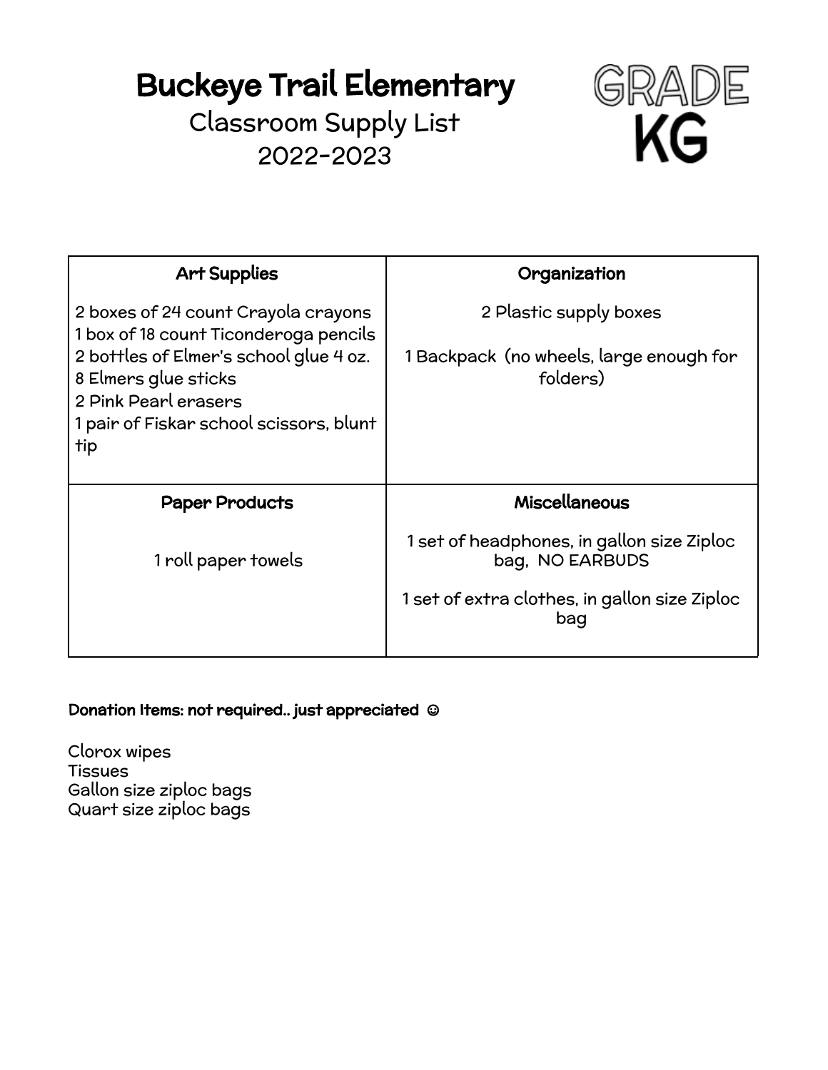# Buckeye Trail Elementary

Classroom Supply List
2022-2023

GRADE KG

| Art Supplies | Organization |
| --- | --- |
| 2 boxes of 24 count Crayola crayons<br>1 box of 18 count Ticonderoga pencils<br>2 bottles of Elmer's school glue 4 oz.<br>8 Elmers glue sticks<br>2 Pink Pearl erasers<br>1 pair of Fiskar school scissors, blunt tip | 2 Plastic supply boxes<br><br>1 Backpack (no wheels, large enough for folders) |
| **Paper Products** | **Miscellaneous** |
| 1 roll paper towels | 1 set of headphones, in gallon size Ziploc bag, NO EARBUDS<br><br>1 set of extra clothes, in gallon size Ziploc bag |

**Donation Items: not required.. just appreciated ☺**

Clorox wipes
Tissues
Gallon size ziploc bags
Quart size ziploc bags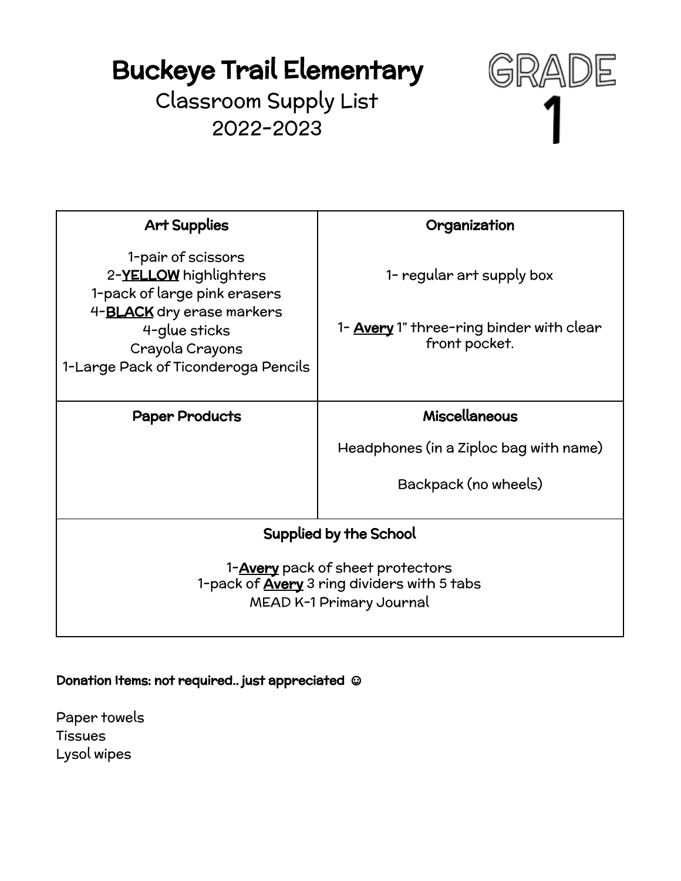# Buckeye Trail Elementary

## Classroom Supply List
## 2022-2023

**GRADE 1**

| Art Supplies | Organization |
|---|---|
| 1-pair of scissors<br>2-**YELLOW** highlighters<br>1-pack of large pink erasers<br>4-**BLACK** dry erase markers<br>4-glue sticks<br>Crayola Crayons<br>1-Large Pack of Ticonderoga Pencils | 1- regular art supply box<br><br>1- **Avery** 1" three-ring binder with clear front pocket. |
| **Paper Products** | **Miscellaneous** |
| | Headphones (in a Ziploc bag with name)<br><br>Backpack (no wheels) |

| Supplied by the School |
|---|
| 1-**Avery** pack of sheet protectors<br>1-pack of **Avery** 3 ring dividers with 5 tabs<br>MEAD K-1 Primary Journal |

**Donation Items: not required.. just appreciated ☺**

Paper towels
Tissues
Lysol wipes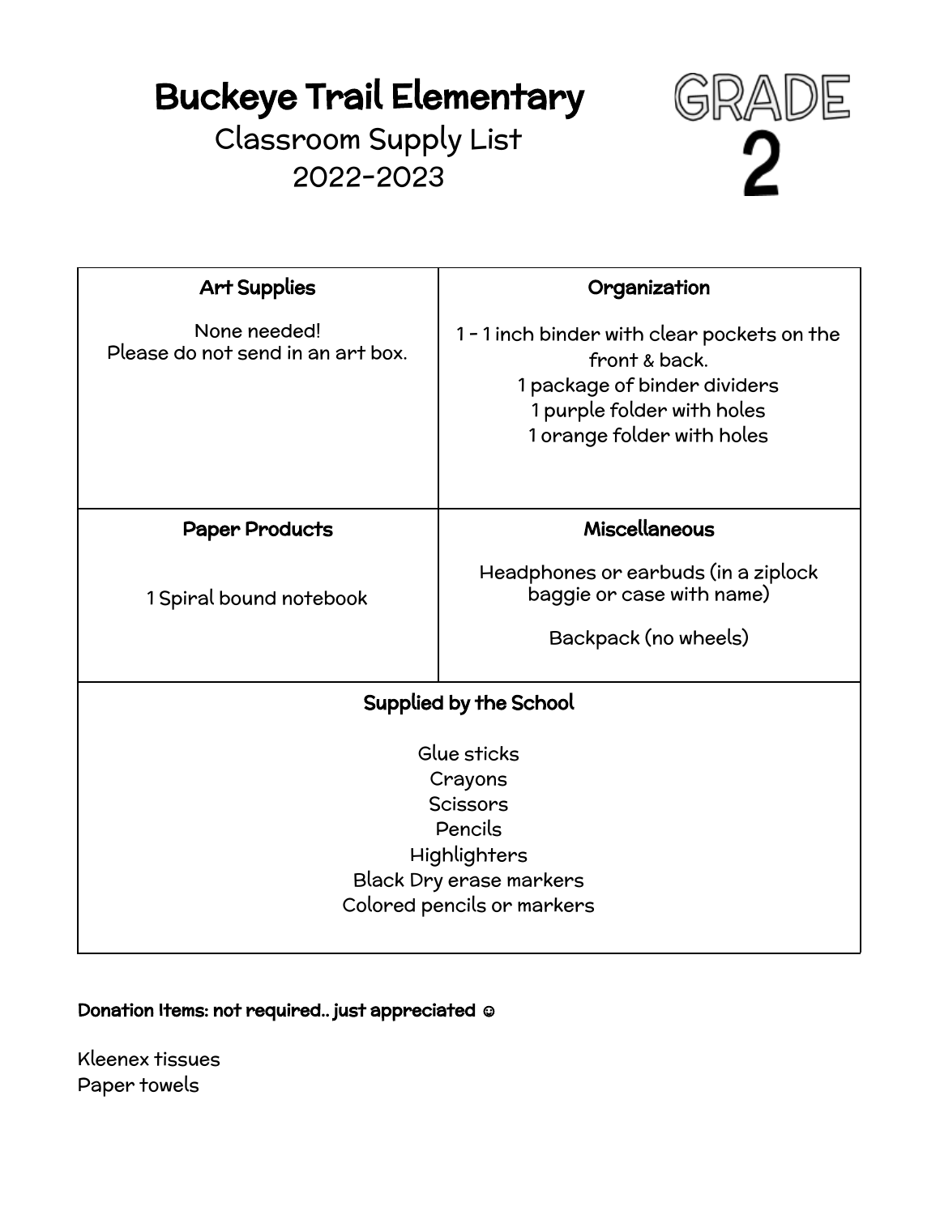# Buckeye Trail Elementary

Classroom Supply List
2022-2023

GRADE 2

| Art Supplies | Organization |
| --- | --- |
| None needed!<br>Please do not send in an art box. | 1 - 1 inch binder with clear pockets on the front & back.<br>1 package of binder dividers<br>1 purple folder with holes<br>1 orange folder with holes |
| **Paper Products** | **Miscellaneous** |
| 1 Spiral bound notebook | Headphones or earbuds (in a ziplock baggie or case with name)<br><br>Backpack (no wheels) |
| **Supplied by the School** | |
| Glue sticks<br>Crayons<br>Scissors<br>Pencils<br>Highlighters<br>Black Dry erase markers<br>Colored pencils or markers | |

**Donation Items: not required.. just appreciated ☺**

Kleenex tissues
Paper towels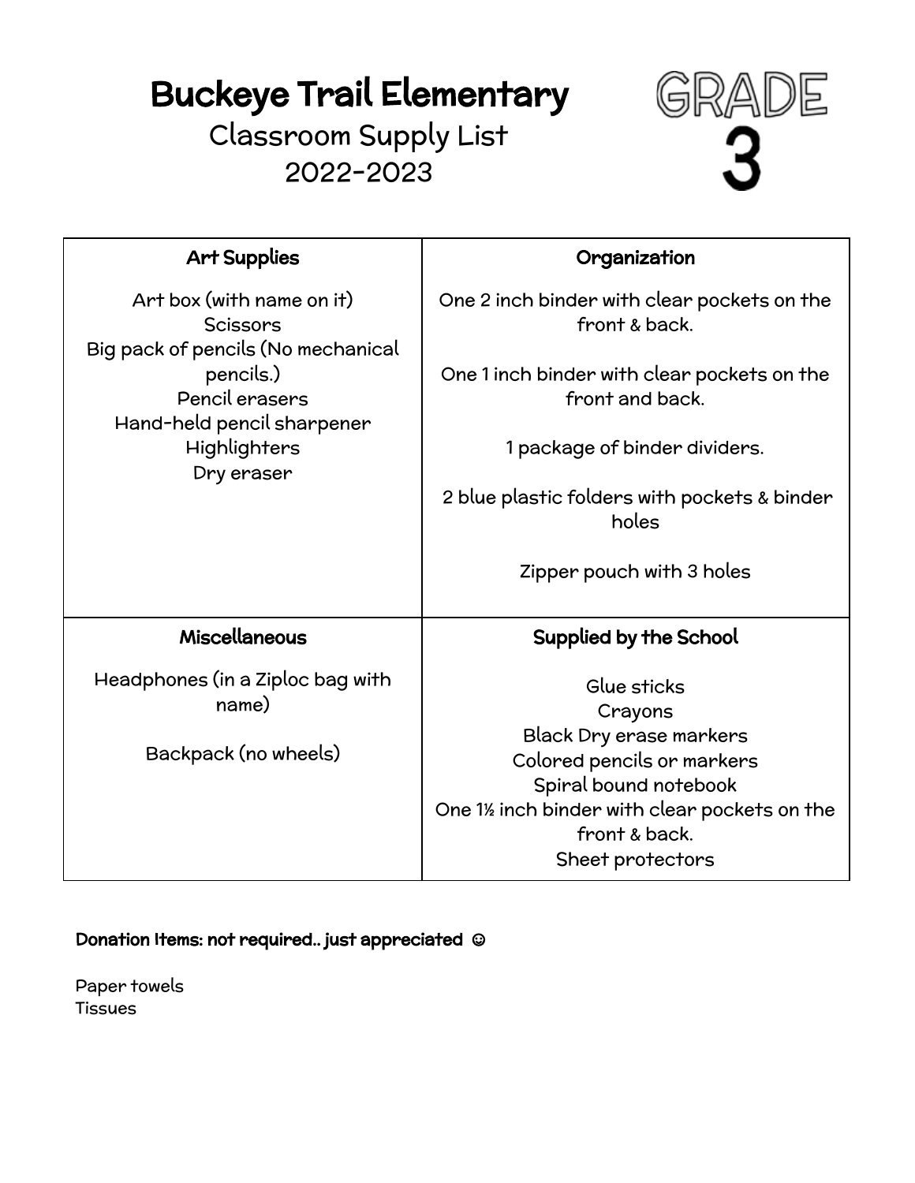# Buckeye Trail Elementary

## Classroom Supply List
## 2022-2023

GRADE 3

| **Art Supplies** | **Organization** |
|---|---|
| Art box (with name on it)<br>Scissors<br>Big pack of pencils (No mechanical pencils.)<br>Pencil erasers<br>Hand-held pencil sharpener<br>Highlighters<br>Dry eraser | One 2 inch binder with clear pockets on the front & back.<br><br>One 1 inch binder with clear pockets on the front and back.<br><br>1 package of binder dividers.<br><br>2 blue plastic folders with pockets & binder holes<br><br>Zipper pouch with 3 holes |
| **Miscellaneous** | **Supplied by the School** |
| Headphones (in a Ziploc bag with name)<br><br>Backpack (no wheels) | Glue sticks<br>Crayons<br>Black Dry erase markers<br>Colored pencils or markers<br>Spiral bound notebook<br>One 1½ inch binder with clear pockets on the front & back.<br>Sheet protectors |

**Donation Items: not required.. just appreciated ☺**

Paper towels
Tissues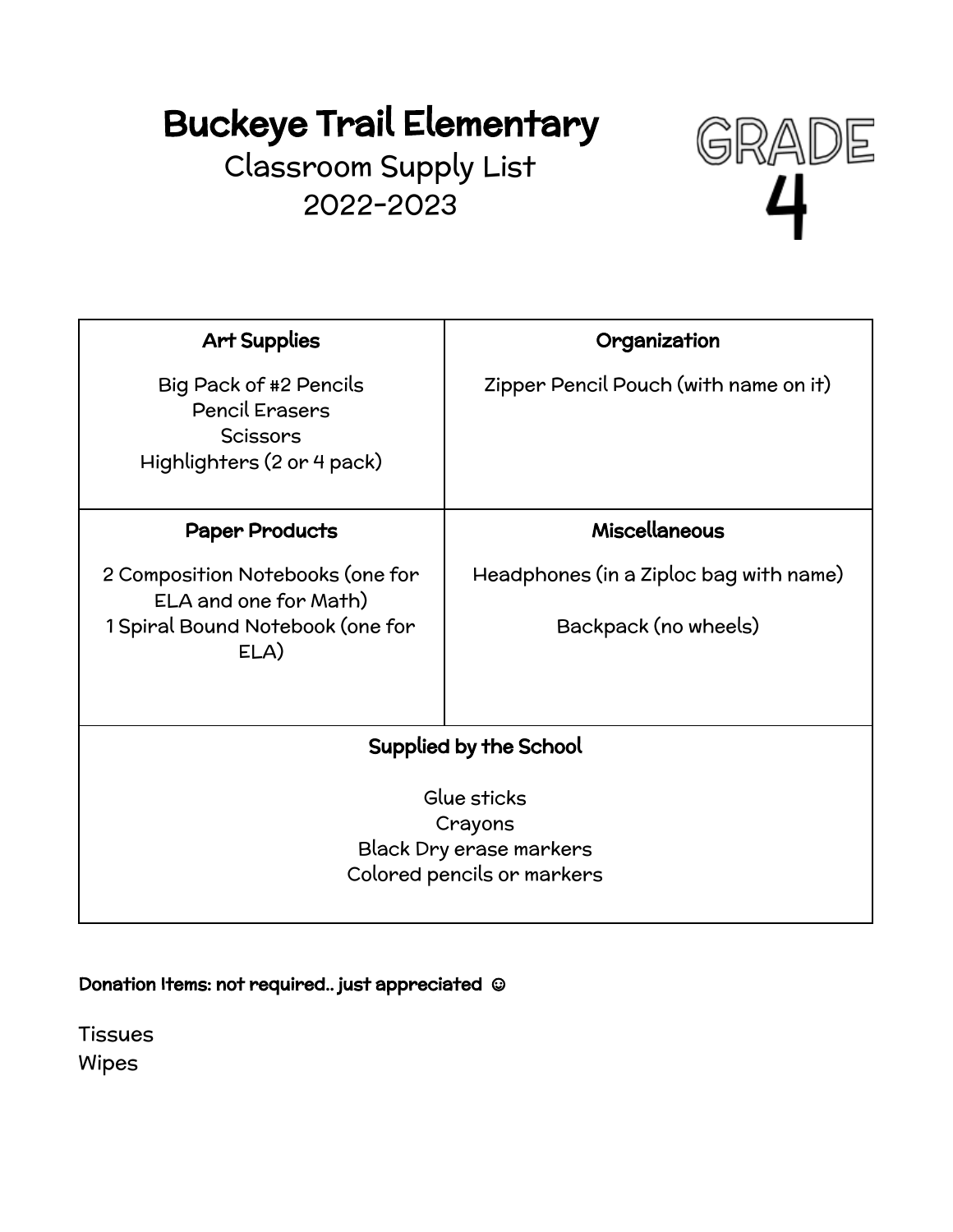# Buckeye Trail Elementary

## Classroom Supply List

## 2022-2023

GRADE

4

| Art Supplies | Organization |
| --- | --- |
| Big Pack of #2 Pencils<br>Pencil Erasers<br>Scissors<br>Highlighters (2 or 4 pack) | Zipper Pencil Pouch (with name on it) |
| **Paper Products** | **Miscellaneous** |
| 2 Composition Notebooks (one for ELA and one for Math)<br>1 Spiral Bound Notebook (one for ELA) | Headphones (in a Ziploc bag with name)<br><br>Backpack (no wheels) |

| Supplied by the School |
| --- |
| Glue sticks<br>Crayons<br>Black Dry erase markers<br>Colored pencils or markers |

**Donation Items: not required.. just appreciated ☺**

Tissues
Wipes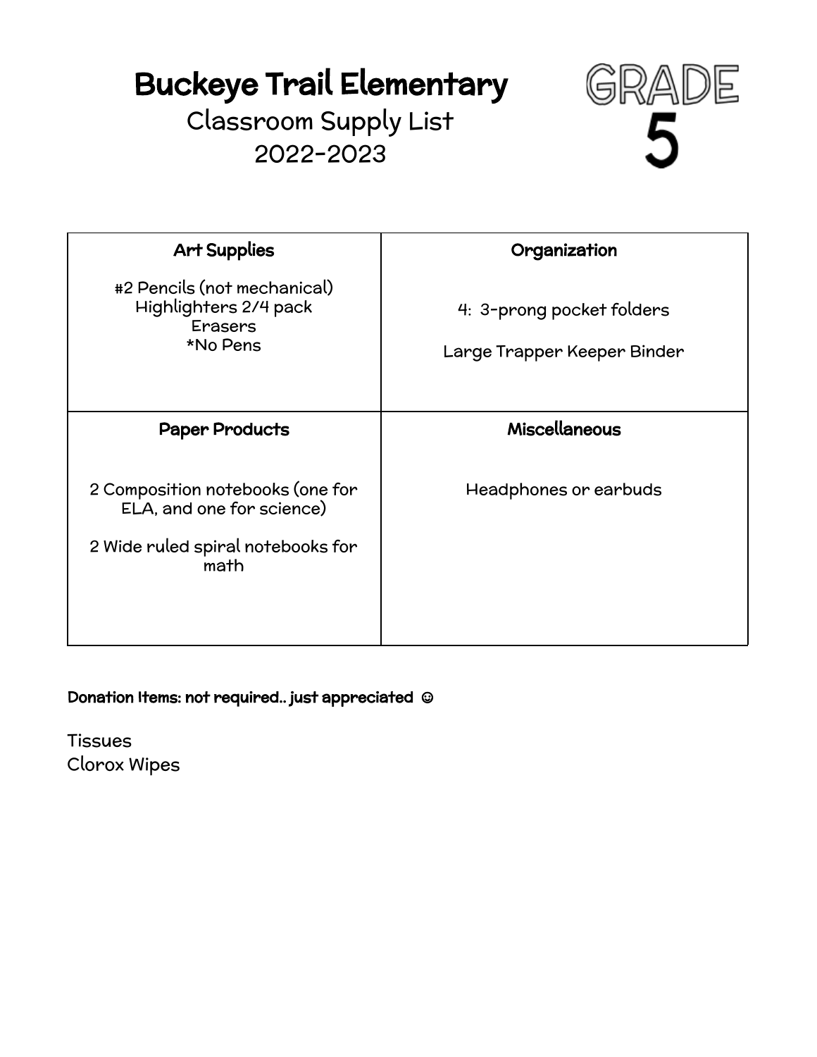# Buckeye Trail Elementary

## Classroom Supply List
## 2022-2023

## GRADE 5

| Art Supplies | Organization |
|---|---|
| #2 Pencils (not mechanical)<br>Highlighters 2/4 pack<br>Erasers<br>*No Pens | 4: 3-prong pocket folders<br><br>Large Trapper Keeper Binder |
| **Paper Products** | **Miscellaneous** |
| 2 Composition notebooks (one for ELA, and one for science)<br><br>2 Wide ruled spiral notebooks for math | Headphones or earbuds |

**Donation Items: not required.. just appreciated ☺**

Tissues
Clorox Wipes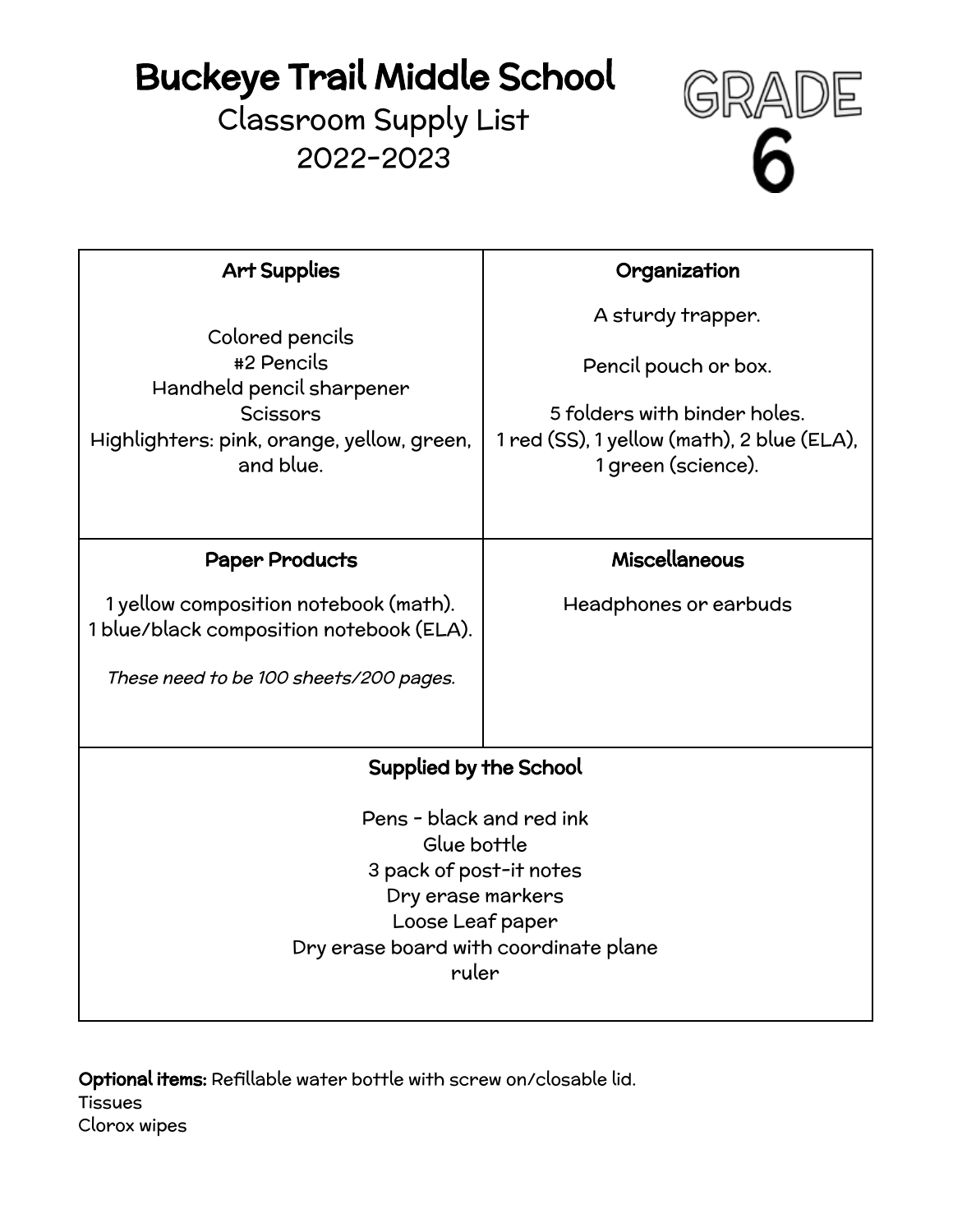# Buckeye Trail Middle School

## Classroom Supply List

## 2022-2023

# GRADE 6

| Art Supplies | Organization |
| --- | --- |
| Colored pencils<br>#2 Pencils<br>Handheld pencil sharpener<br>Scissors<br>Highlighters: pink, orange, yellow, green, and blue. | A sturdy trapper.<br><br>Pencil pouch or box.<br><br>5 folders with binder holes.<br>1 red (SS), 1 yellow (math), 2 blue (ELA), 1 green (science). |
| **Paper Products** | **Miscellaneous** |
| 1 yellow composition notebook (math).<br>1 blue/black composition notebook (ELA).<br><br>*These need to be 100 sheets/200 pages.* | Headphones or earbuds |

| Supplied by the School |
| --- |
| Pens - black and red ink<br>Glue bottle<br>3 pack of post-it notes<br>Dry erase markers<br>Loose Leaf paper<br>Dry erase board with coordinate plane<br>ruler |

**Optional items:** Refillable water bottle with screw on/closable lid.
Tissues
Clorox wipes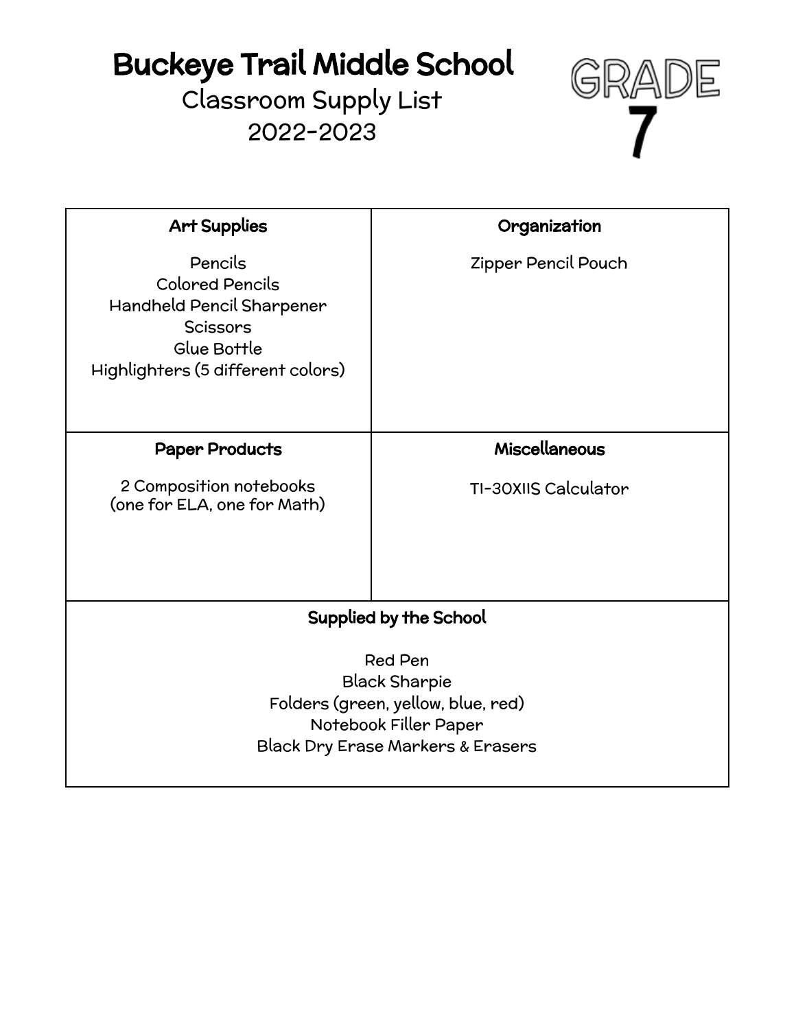# Buckeye Trail Middle School

## Classroom Supply List

## 2022-2023

**GRADE 7**

| **Art Supplies** | **Organization** |
|---|---|
| Pencils<br>Colored Pencils<br>Handheld Pencil Sharpener<br>Scissors<br>Glue Bottle<br>Highlighters (5 different colors) | Zipper Pencil Pouch |
| **Paper Products** | **Miscellaneous** |
| 2 Composition notebooks<br>(one for ELA, one for Math) | TI-30XIIS Calculator |
| **Supplied by the School** | |
| Red Pen<br>Black Sharpie<br>Folders (green, yellow, blue, red)<br>Notebook Filler Paper<br>Black Dry Erase Markers & Erasers | |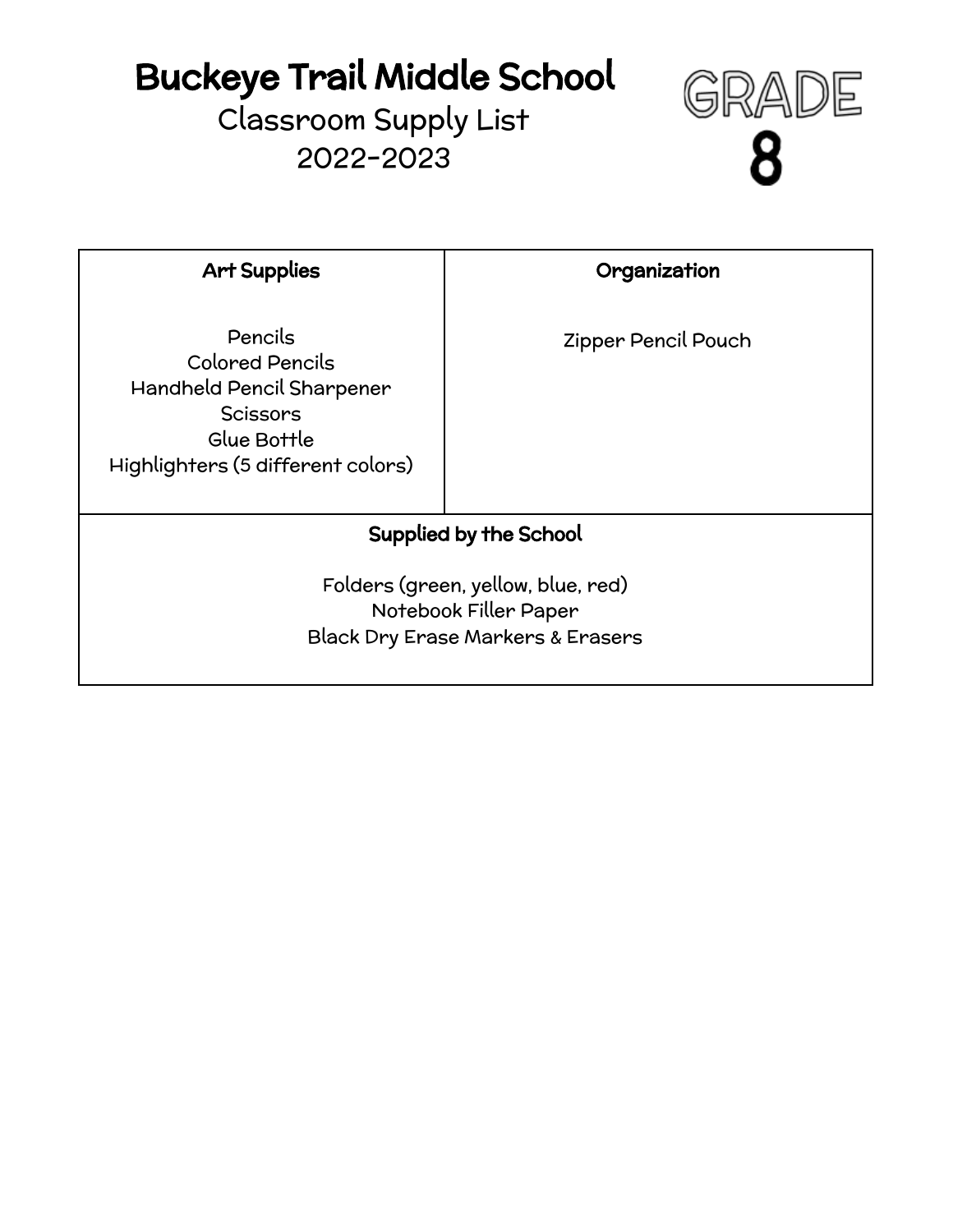# Buckeye Trail Middle School

## Classroom Supply List

## 2022-2023

**GRADE 8**

| Art Supplies | Organization |
| --- | --- |
| Pencils<br>Colored Pencils<br>Handheld Pencil Sharpener<br>Scissors<br>Glue Bottle<br>Highlighters (5 different colors) | Zipper Pencil Pouch |
| **Supplied by the School**<br><br>Folders (green, yellow, blue, red)<br>Notebook Filler Paper<br>Black Dry Erase Markers & Erasers | |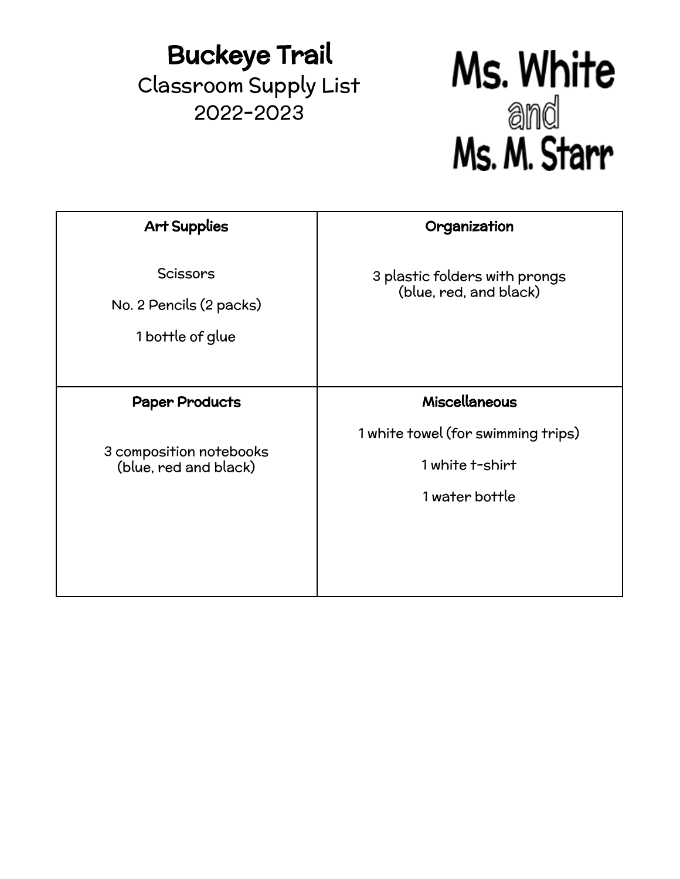# Buckeye Trail

## Classroom Supply List
## 2022-2023

**Ms. White and Ms. M. Starr**

| | |
|---|---|
| **Art Supplies**<br><br>Scissors<br><br>No. 2 Pencils (2 packs)<br><br>1 bottle of glue | **Organization**<br><br>3 plastic folders with prongs (blue, red, and black) |
| **Paper Products**<br><br>3 composition notebooks (blue, red and black) | **Miscellaneous**<br><br>1 white towel (for swimming trips)<br><br>1 white t-shirt<br><br>1 water bottle |